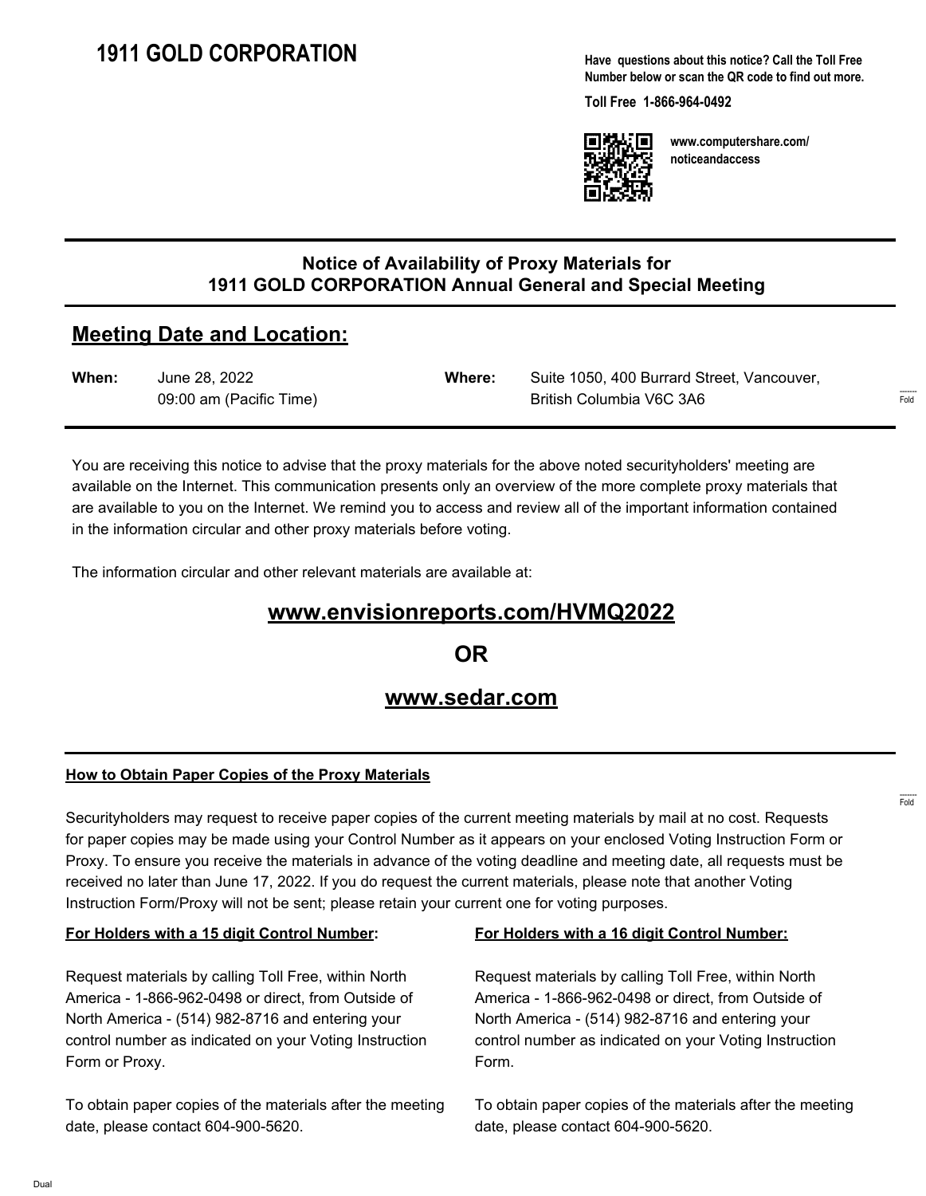# 1911 GOLD CORPORATION

**Have questions about this notice? Call the Toll Free Number below or scan the QR code to find out more.**

**Toll Free 1-866-964-0492**

**www.computershare.com/noticeandaccess**

## Notice of Availability of Proxy Materials for 1911 GOLD CORPORATION Annual General and Special Meeting

## Meeting Date and Location:

| **When:** | June 28, 2022<br>09:00 am (Pacific Time) | **Where:** | Suite 1050, 400 Burrard Street, Vancouver, British Columbia V6C 3A6 |
|---|---|---|---|

You are receiving this notice to advise that the proxy materials for the above noted securityholders' meeting are available on the Internet. This communication presents only an overview of the more complete proxy materials that are available to you on the Internet. We remind you to access and review all of the important information contained in the information circular and other proxy materials before voting.

The information circular and other relevant materials are available at:

**www.envisionreports.com/HVMQ2022**

**OR**

**www.sedar.com**

**How to Obtain Paper Copies of the Proxy Materials**

Securityholders may request to receive paper copies of the current meeting materials by mail at no cost. Requests for paper copies may be made using your Control Number as it appears on your enclosed Voting Instruction Form or Proxy. To ensure you receive the materials in advance of the voting deadline and meeting date, all requests must be received no later than June 17, 2022. If you do request the current materials, please note that another Voting Instruction Form/Proxy will not be sent; please retain your current one for voting purposes.

**For Holders with a 15 digit Control Number:**

Request materials by calling Toll Free, within North America - 1-866-962-0498 or direct, from Outside of North America - (514) 982-8716 and entering your control number as indicated on your Voting Instruction Form or Proxy.

To obtain paper copies of the materials after the meeting date, please contact 604-900-5620.

**For Holders with a 16 digit Control Number:**

Request materials by calling Toll Free, within North America - 1-866-962-0498 or direct, from Outside of North America - (514) 982-8716 and entering your control number as indicated on your Voting Instruction Form.

To obtain paper copies of the materials after the meeting date, please contact 604-900-5620.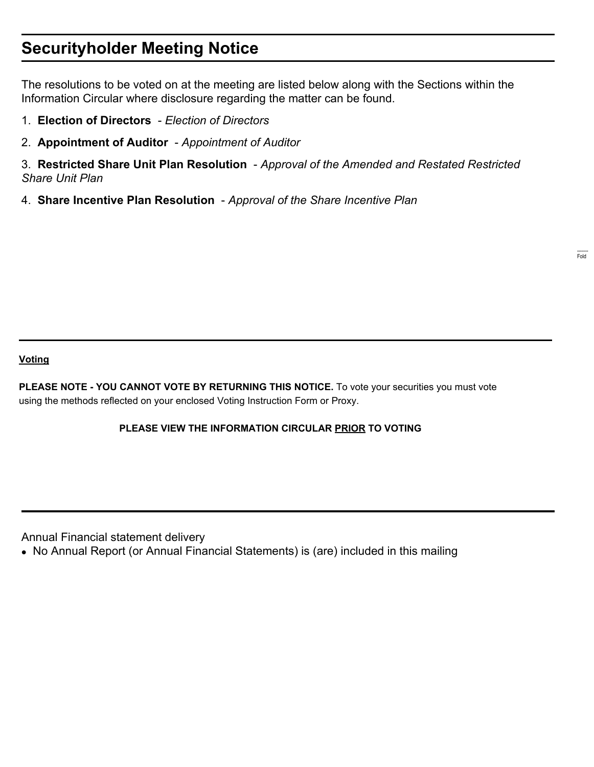## Securityholder Meeting Notice

The resolutions to be voted on at the meeting are listed below along with the Sections within the Information Circular where disclosure regarding the matter can be found.

1. **Election of Directors** - *Election of Directors*
2. **Appointment of Auditor** - *Appointment of Auditor*
3. **Restricted Share Unit Plan Resolution** - *Approval of the Amended and Restated Restricted Share Unit Plan*
4. **Share Incentive Plan Resolution** - *Approval of the Share Incentive Plan*

**Voting**

**PLEASE NOTE - YOU CANNOT VOTE BY RETURNING THIS NOTICE.** To vote your securities you must vote using the methods reflected on your enclosed Voting Instruction Form or Proxy.

**PLEASE VIEW THE INFORMATION CIRCULAR PRIOR TO VOTING**

Annual Financial statement delivery

- No Annual Report (or Annual Financial Statements) is (are) included in this mailing